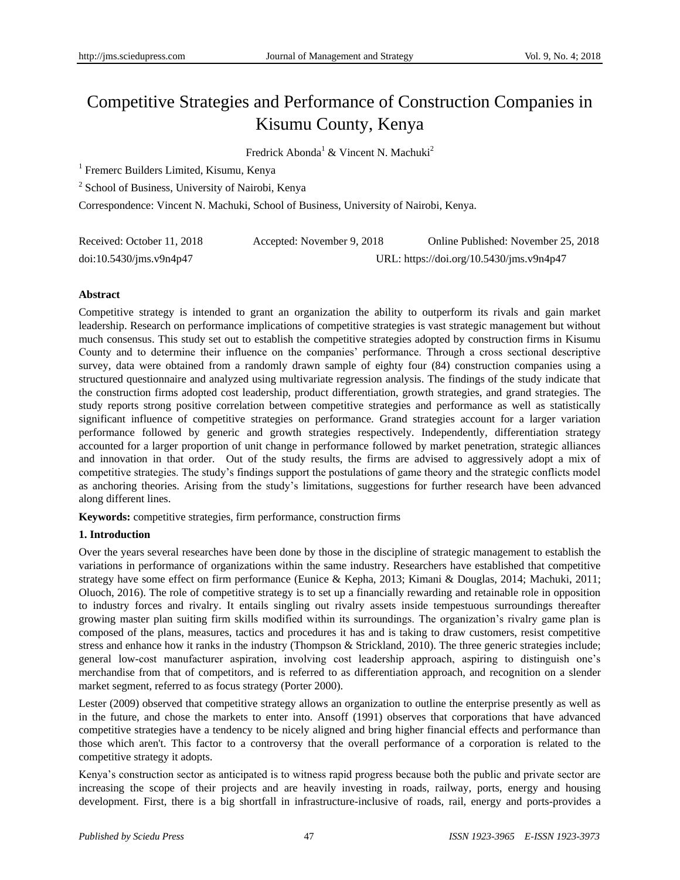# Competitive Strategies and Performance of Construction Companies in Kisumu County, Kenya

Fredrick Abonda[1] & Vincent N. Machuki[2]

[1] Fremerc Builders Limited, Kisumu, Kenya

[2] School of Business, University of Nairobi, Kenya

Correspondence: Vincent N. Machuki, School of Business, University of Nairobi, Kenya.

Received: October 11, 2018 Accepted: November 9, 2018 Online Published: November 25, 2018

doi:10.5430/jms.v9n4p47 URL: https://doi.org/10.5430/jms.v9n4p47

## Abstract

Competitive strategy is intended to grant an organization the ability to outperform its rivals and gain market leadership. Research on performance implications of competitive strategies is vast strategic management but without much consensus. This study set out to establish the competitive strategies adopted by construction firms in Kisumu County and to determine their influence on the companies' performance. Through a cross sectional descriptive survey, data were obtained from a randomly drawn sample of eighty four (84) construction companies using a structured questionnaire and analyzed using multivariate regression analysis. The findings of the study indicate that the construction firms adopted cost leadership, product differentiation, growth strategies, and grand strategies. The study reports strong positive correlation between competitive strategies and performance as well as statistically significant influence of competitive strategies on performance. Grand strategies account for a larger variation performance followed by generic and growth strategies respectively. Independently, differentiation strategy accounted for a larger proportion of unit change in performance followed by market penetration, strategic alliances and innovation in that order. Out of the study results, the firms are advised to aggressively adopt a mix of competitive strategies. The study's findings support the postulations of game theory and the strategic conflicts model as anchoring theories. Arising from the study's limitations, suggestions for further research have been advanced along different lines.

**Keywords:** competitive strategies, firm performance, construction firms

## 1. Introduction

Over the years several researches have been done by those in the discipline of strategic management to establish the variations in performance of organizations within the same industry. Researchers have established that competitive strategy have some effect on firm performance (Eunice & Kepha, 2013; Kimani & Douglas, 2014; Machuki, 2011; Oluoch, 2016). The role of competitive strategy is to set up a financially rewarding and retainable role in opposition to industry forces and rivalry. It entails singling out rivalry assets inside tempestuous surroundings thereafter growing master plan suiting firm skills modified within its surroundings. The organization's rivalry game plan is composed of the plans, measures, tactics and procedures it has and is taking to draw customers, resist competitive stress and enhance how it ranks in the industry (Thompson & Strickland, 2010). The three generic strategies include; general low-cost manufacturer aspiration, involving cost leadership approach, aspiring to distinguish one's merchandise from that of competitors, and is referred to as differentiation approach, and recognition on a slender market segment, referred to as focus strategy (Porter 2000).

Lester (2009) observed that competitive strategy allows an organization to outline the enterprise presently as well as in the future, and chose the markets to enter into. Ansoff (1991) observes that corporations that have advanced competitive strategies have a tendency to be nicely aligned and bring higher financial effects and performance than those which aren't. This factor to a controversy that the overall performance of a corporation is related to the competitive strategy it adopts.

Kenya's construction sector as anticipated is to witness rapid progress because both the public and private sector are increasing the scope of their projects and are heavily investing in roads, railway, ports, energy and housing development. First, there is a big shortfall in infrastructure-inclusive of roads, rail, energy and ports-provides a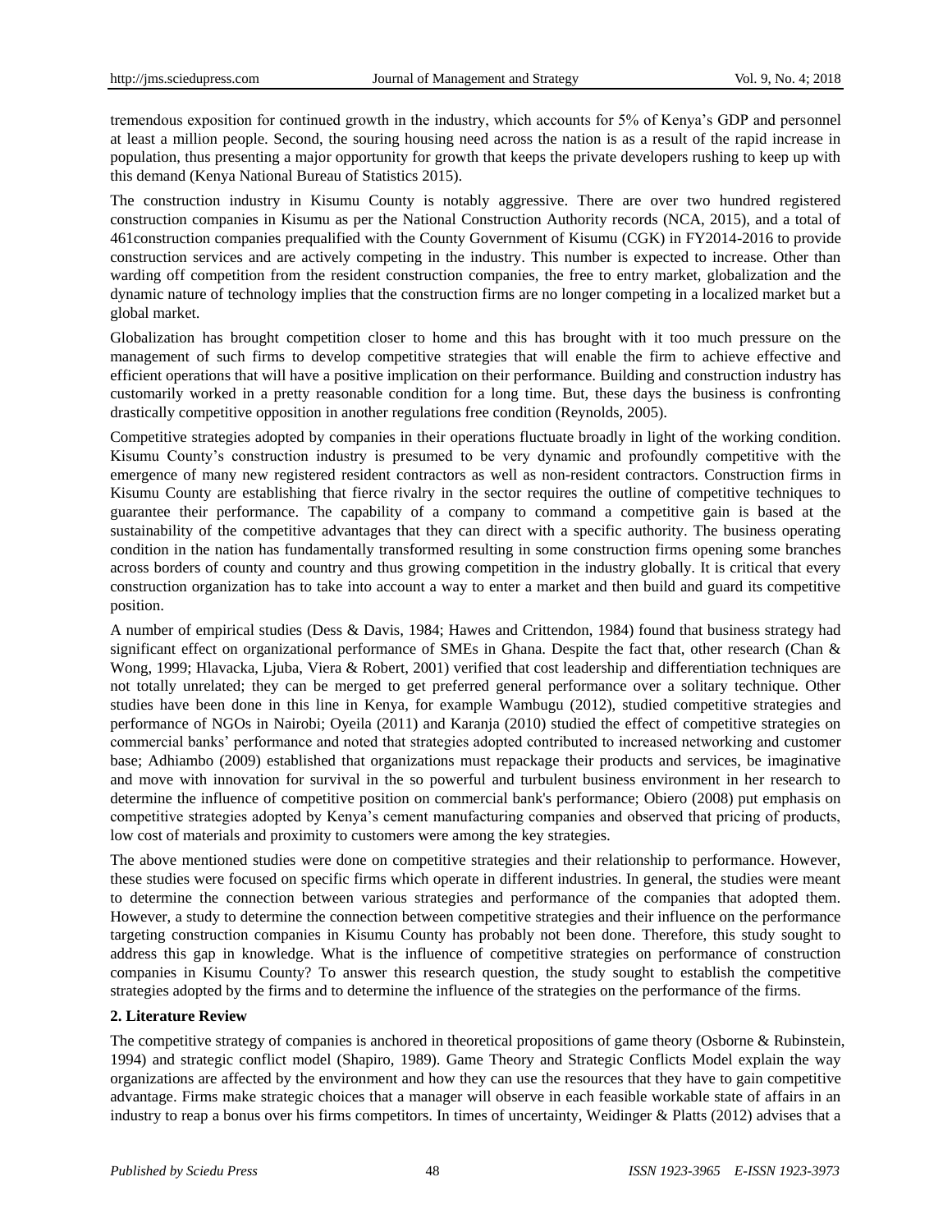tremendous exposition for continued growth in the industry, which accounts for 5% of Kenya's GDP and personnel at least a million people. Second, the souring housing need across the nation is as a result of the rapid increase in population, thus presenting a major opportunity for growth that keeps the private developers rushing to keep up with this demand (Kenya National Bureau of Statistics 2015).

The construction industry in Kisumu County is notably aggressive. There are over two hundred registered construction companies in Kisumu as per the National Construction Authority records (NCA, 2015), and a total of 461construction companies prequalified with the County Government of Kisumu (CGK) in FY2014-2016 to provide construction services and are actively competing in the industry. This number is expected to increase. Other than warding off competition from the resident construction companies, the free to entry market, globalization and the dynamic nature of technology implies that the construction firms are no longer competing in a localized market but a global market.

Globalization has brought competition closer to home and this has brought with it too much pressure on the management of such firms to develop competitive strategies that will enable the firm to achieve effective and efficient operations that will have a positive implication on their performance. Building and construction industry has customarily worked in a pretty reasonable condition for a long time. But, these days the business is confronting drastically competitive opposition in another regulations free condition (Reynolds, 2005).

Competitive strategies adopted by companies in their operations fluctuate broadly in light of the working condition. Kisumu County's construction industry is presumed to be very dynamic and profoundly competitive with the emergence of many new registered resident contractors as well as non-resident contractors. Construction firms in Kisumu County are establishing that fierce rivalry in the sector requires the outline of competitive techniques to guarantee their performance. The capability of a company to command a competitive gain is based at the sustainability of the competitive advantages that they can direct with a specific authority. The business operating condition in the nation has fundamentally transformed resulting in some construction firms opening some branches across borders of county and country and thus growing competition in the industry globally. It is critical that every construction organization has to take into account a way to enter a market and then build and guard its competitive position.

A number of empirical studies (Dess & Davis, 1984; Hawes and Crittendon, 1984) found that business strategy had significant effect on organizational performance of SMEs in Ghana. Despite the fact that, other research (Chan & Wong, 1999; Hlavacka, Ljuba, Viera & Robert, 2001) verified that cost leadership and differentiation techniques are not totally unrelated; they can be merged to get preferred general performance over a solitary technique. Other studies have been done in this line in Kenya, for example Wambugu (2012), studied competitive strategies and performance of NGOs in Nairobi; Oyeila (2011) and Karanja (2010) studied the effect of competitive strategies on commercial banks' performance and noted that strategies adopted contributed to increased networking and customer base; Adhiambo (2009) established that organizations must repackage their products and services, be imaginative and move with innovation for survival in the so powerful and turbulent business environment in her research to determine the influence of competitive position on commercial bank's performance; Obiero (2008) put emphasis on competitive strategies adopted by Kenya's cement manufacturing companies and observed that pricing of products, low cost of materials and proximity to customers were among the key strategies.

The above mentioned studies were done on competitive strategies and their relationship to performance. However, these studies were focused on specific firms which operate in different industries. In general, the studies were meant to determine the connection between various strategies and performance of the companies that adopted them. However, a study to determine the connection between competitive strategies and their influence on the performance targeting construction companies in Kisumu County has probably not been done. Therefore, this study sought to address this gap in knowledge. What is the influence of competitive strategies on performance of construction companies in Kisumu County? To answer this research question, the study sought to establish the competitive strategies adopted by the firms and to determine the influence of the strategies on the performance of the firms.

## 2. Literature Review

The competitive strategy of companies is anchored in theoretical propositions of game theory (Osborne & Rubinstein, 1994) and strategic conflict model (Shapiro, 1989). Game Theory and Strategic Conflicts Model explain the way organizations are affected by the environment and how they can use the resources that they have to gain competitive advantage. Firms make strategic choices that a manager will observe in each feasible workable state of affairs in an industry to reap a bonus over his firms competitors. In times of uncertainty, Weidinger & Platts (2012) advises that a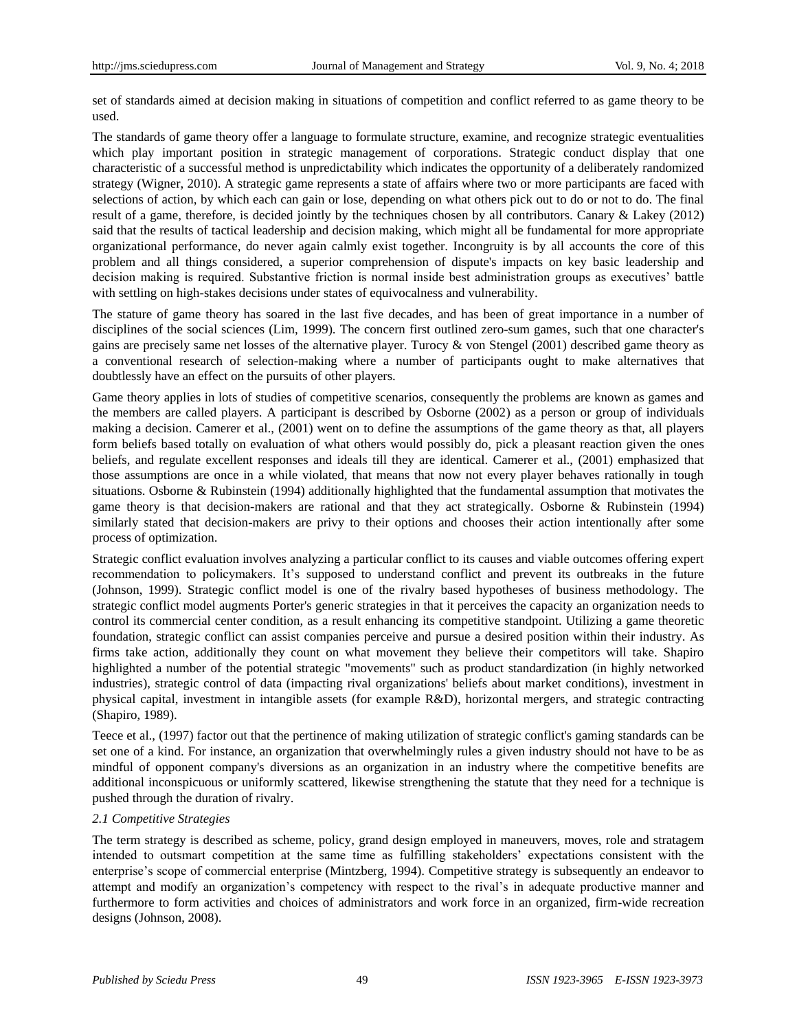set of standards aimed at decision making in situations of competition and conflict referred to as game theory to be used.

The standards of game theory offer a language to formulate structure, examine, and recognize strategic eventualities which play important position in strategic management of corporations. Strategic conduct display that one characteristic of a successful method is unpredictability which indicates the opportunity of a deliberately randomized strategy (Wigner, 2010). A strategic game represents a state of affairs where two or more participants are faced with selections of action, by which each can gain or lose, depending on what others pick out to do or not to do. The final result of a game, therefore, is decided jointly by the techniques chosen by all contributors. Canary & Lakey (2012) said that the results of tactical leadership and decision making, which might all be fundamental for more appropriate organizational performance, do never again calmly exist together. Incongruity is by all accounts the core of this problem and all things considered, a superior comprehension of dispute's impacts on key basic leadership and decision making is required. Substantive friction is normal inside best administration groups as executives' battle with settling on high-stakes decisions under states of equivocalness and vulnerability.

The stature of game theory has soared in the last five decades, and has been of great importance in a number of disciplines of the social sciences (Lim, 1999). The concern first outlined zero-sum games, such that one character's gains are precisely same net losses of the alternative player. Turocy & von Stengel (2001) described game theory as a conventional research of selection-making where a number of participants ought to make alternatives that doubtlessly have an effect on the pursuits of other players.

Game theory applies in lots of studies of competitive scenarios, consequently the problems are known as games and the members are called players. A participant is described by Osborne (2002) as a person or group of individuals making a decision. Camerer et al., (2001) went on to define the assumptions of the game theory as that, all players form beliefs based totally on evaluation of what others would possibly do, pick a pleasant reaction given the ones beliefs, and regulate excellent responses and ideals till they are identical. Camerer et al., (2001) emphasized that those assumptions are once in a while violated, that means that now not every player behaves rationally in tough situations. Osborne & Rubinstein (1994) additionally highlighted that the fundamental assumption that motivates the game theory is that decision-makers are rational and that they act strategically. Osborne & Rubinstein (1994) similarly stated that decision-makers are privy to their options and chooses their action intentionally after some process of optimization.

Strategic conflict evaluation involves analyzing a particular conflict to its causes and viable outcomes offering expert recommendation to policymakers. It's supposed to understand conflict and prevent its outbreaks in the future (Johnson, 1999). Strategic conflict model is one of the rivalry based hypotheses of business methodology. The strategic conflict model augments Porter's generic strategies in that it perceives the capacity an organization needs to control its commercial center condition, as a result enhancing its competitive standpoint. Utilizing a game theoretic foundation, strategic conflict can assist companies perceive and pursue a desired position within their industry. As firms take action, additionally they count on what movement they believe their competitors will take. Shapiro highlighted a number of the potential strategic "movements" such as product standardization (in highly networked industries), strategic control of data (impacting rival organizations' beliefs about market conditions), investment in physical capital, investment in intangible assets (for example R&D), horizontal mergers, and strategic contracting (Shapiro, 1989).

Teece et al., (1997) factor out that the pertinence of making utilization of strategic conflict's gaming standards can be set one of a kind. For instance, an organization that overwhelmingly rules a given industry should not have to be as mindful of opponent company's diversions as an organization in an industry where the competitive benefits are additional inconspicuous or uniformly scattered, likewise strengthening the statute that they need for a technique is pushed through the duration of rivalry.

### *2.1 Competitive Strategies*

The term strategy is described as scheme, policy, grand design employed in maneuvers, moves, role and stratagem intended to outsmart competition at the same time as fulfilling stakeholders' expectations consistent with the enterprise's scope of commercial enterprise (Mintzberg, 1994). Competitive strategy is subsequently an endeavor to attempt and modify an organization's competency with respect to the rival's in adequate productive manner and furthermore to form activities and choices of administrators and work force in an organized, firm-wide recreation designs (Johnson, 2008).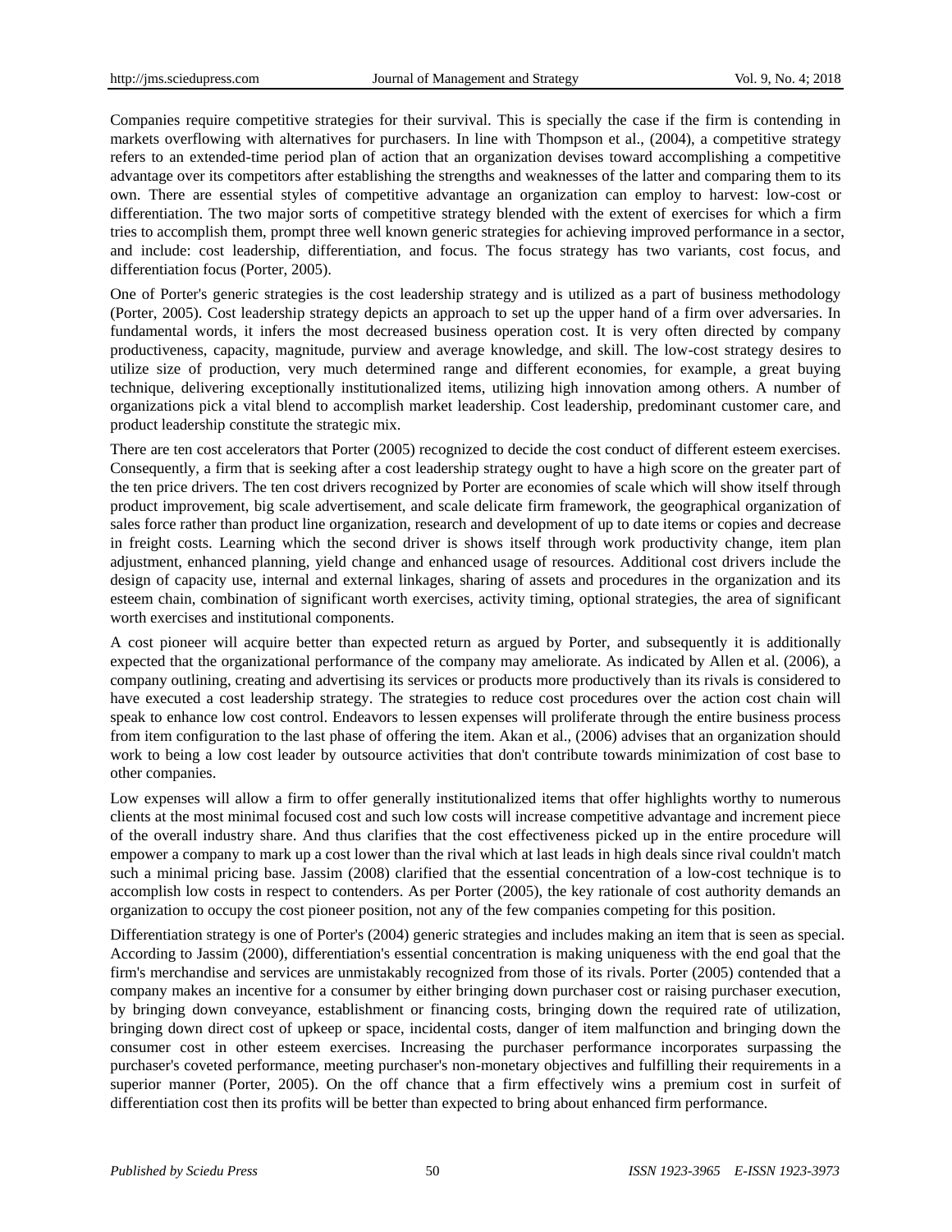Companies require competitive strategies for their survival. This is specially the case if the firm is contending in markets overflowing with alternatives for purchasers. In line with Thompson et al., (2004), a competitive strategy refers to an extended-time period plan of action that an organization devises toward accomplishing a competitive advantage over its competitors after establishing the strengths and weaknesses of the latter and comparing them to its own. There are essential styles of competitive advantage an organization can employ to harvest: low-cost or differentiation. The two major sorts of competitive strategy blended with the extent of exercises for which a firm tries to accomplish them, prompt three well known generic strategies for achieving improved performance in a sector, and include: cost leadership, differentiation, and focus. The focus strategy has two variants, cost focus, and differentiation focus (Porter, 2005).

One of Porter's generic strategies is the cost leadership strategy and is utilized as a part of business methodology (Porter, 2005). Cost leadership strategy depicts an approach to set up the upper hand of a firm over adversaries. In fundamental words, it infers the most decreased business operation cost. It is very often directed by company productiveness, capacity, magnitude, purview and average knowledge, and skill. The low-cost strategy desires to utilize size of production, very much determined range and different economies, for example, a great buying technique, delivering exceptionally institutionalized items, utilizing high innovation among others. A number of organizations pick a vital blend to accomplish market leadership. Cost leadership, predominant customer care, and product leadership constitute the strategic mix.

There are ten cost accelerators that Porter (2005) recognized to decide the cost conduct of different esteem exercises. Consequently, a firm that is seeking after a cost leadership strategy ought to have a high score on the greater part of the ten price drivers. The ten cost drivers recognized by Porter are economies of scale which will show itself through product improvement, big scale advertisement, and scale delicate firm framework, the geographical organization of sales force rather than product line organization, research and development of up to date items or copies and decrease in freight costs. Learning which the second driver is shows itself through work productivity change, item plan adjustment, enhanced planning, yield change and enhanced usage of resources. Additional cost drivers include the design of capacity use, internal and external linkages, sharing of assets and procedures in the organization and its esteem chain, combination of significant worth exercises, activity timing, optional strategies, the area of significant worth exercises and institutional components.

A cost pioneer will acquire better than expected return as argued by Porter, and subsequently it is additionally expected that the organizational performance of the company may ameliorate. As indicated by Allen et al. (2006), a company outlining, creating and advertising its services or products more productively than its rivals is considered to have executed a cost leadership strategy. The strategies to reduce cost procedures over the action cost chain will speak to enhance low cost control. Endeavors to lessen expenses will proliferate through the entire business process from item configuration to the last phase of offering the item. Akan et al., (2006) advises that an organization should work to being a low cost leader by outsource activities that don't contribute towards minimization of cost base to other companies.

Low expenses will allow a firm to offer generally institutionalized items that offer highlights worthy to numerous clients at the most minimal focused cost and such low costs will increase competitive advantage and increment piece of the overall industry share. And thus clarifies that the cost effectiveness picked up in the entire procedure will empower a company to mark up a cost lower than the rival which at last leads in high deals since rival couldn't match such a minimal pricing base. Jassim (2008) clarified that the essential concentration of a low-cost technique is to accomplish low costs in respect to contenders. As per Porter (2005), the key rationale of cost authority demands an organization to occupy the cost pioneer position, not any of the few companies competing for this position.

Differentiation strategy is one of Porter's (2004) generic strategies and includes making an item that is seen as special. According to Jassim (2000), differentiation's essential concentration is making uniqueness with the end goal that the firm's merchandise and services are unmistakably recognized from those of its rivals. Porter (2005) contended that a company makes an incentive for a consumer by either bringing down purchaser cost or raising purchaser execution, by bringing down conveyance, establishment or financing costs, bringing down the required rate of utilization, bringing down direct cost of upkeep or space, incidental costs, danger of item malfunction and bringing down the consumer cost in other esteem exercises. Increasing the purchaser performance incorporates surpassing the purchaser's coveted performance, meeting purchaser's non-monetary objectives and fulfilling their requirements in a superior manner (Porter, 2005). On the off chance that a firm effectively wins a premium cost in surfeit of differentiation cost then its profits will be better than expected to bring about enhanced firm performance.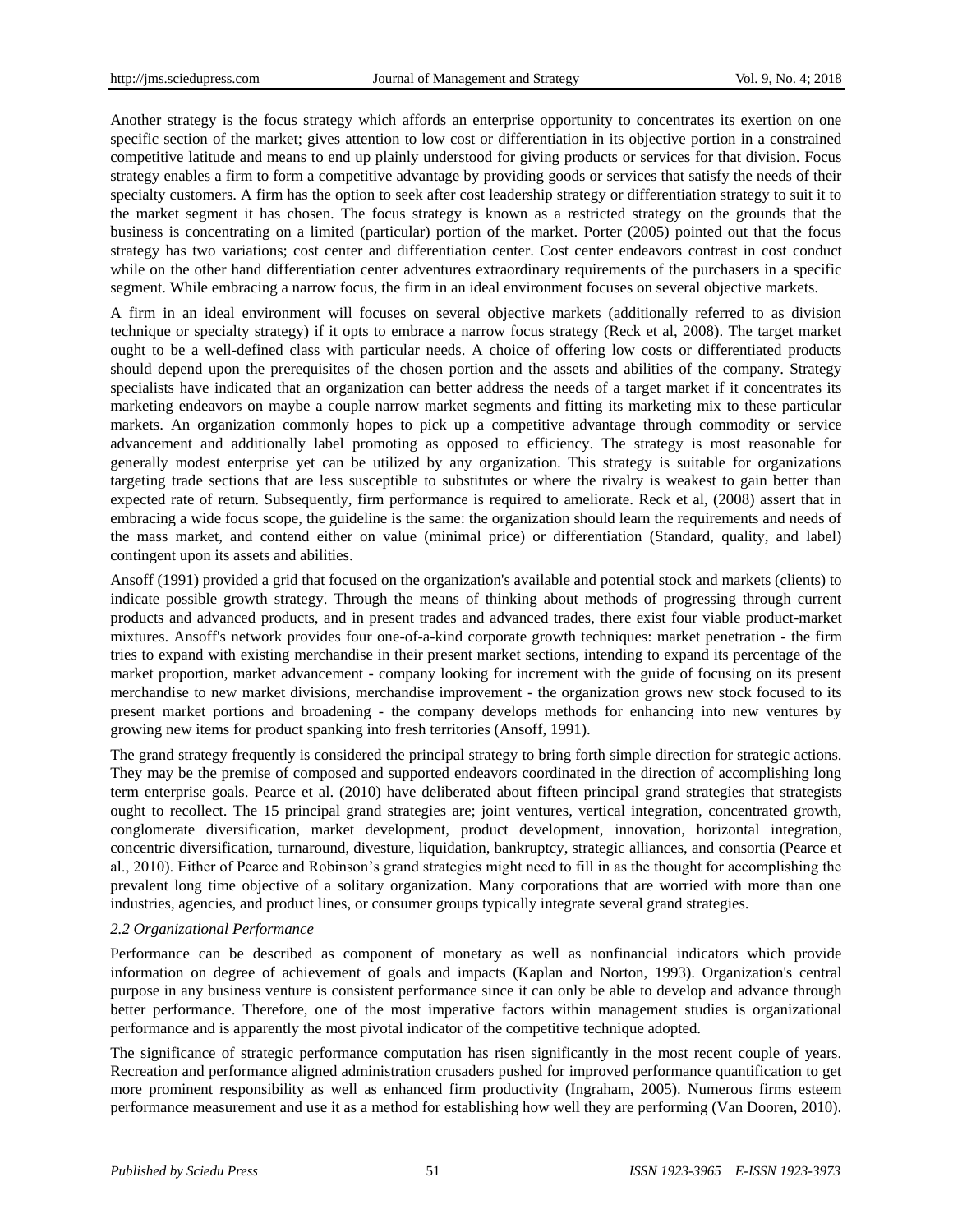Another strategy is the focus strategy which affords an enterprise opportunity to concentrates its exertion on one specific section of the market; gives attention to low cost or differentiation in its objective portion in a constrained competitive latitude and means to end up plainly understood for giving products or services for that division. Focus strategy enables a firm to form a competitive advantage by providing goods or services that satisfy the needs of their specialty customers. A firm has the option to seek after cost leadership strategy or differentiation strategy to suit it to the market segment it has chosen. The focus strategy is known as a restricted strategy on the grounds that the business is concentrating on a limited (particular) portion of the market. Porter (2005) pointed out that the focus strategy has two variations; cost center and differentiation center. Cost center endeavors contrast in cost conduct while on the other hand differentiation center adventures extraordinary requirements of the purchasers in a specific segment. While embracing a narrow focus, the firm in an ideal environment focuses on several objective markets.

A firm in an ideal environment will focuses on several objective markets (additionally referred to as division technique or specialty strategy) if it opts to embrace a narrow focus strategy (Reck et al, 2008). The target market ought to be a well-defined class with particular needs. A choice of offering low costs or differentiated products should depend upon the prerequisites of the chosen portion and the assets and abilities of the company. Strategy specialists have indicated that an organization can better address the needs of a target market if it concentrates its marketing endeavors on maybe a couple narrow market segments and fitting its marketing mix to these particular markets. An organization commonly hopes to pick up a competitive advantage through commodity or service advancement and additionally label promoting as opposed to efficiency. The strategy is most reasonable for generally modest enterprise yet can be utilized by any organization. This strategy is suitable for organizations targeting trade sections that are less susceptible to substitutes or where the rivalry is weakest to gain better than expected rate of return. Subsequently, firm performance is required to ameliorate. Reck et al, (2008) assert that in embracing a wide focus scope, the guideline is the same: the organization should learn the requirements and needs of the mass market, and contend either on value (minimal price) or differentiation (Standard, quality, and label) contingent upon its assets and abilities.

Ansoff (1991) provided a grid that focused on the organization's available and potential stock and markets (clients) to indicate possible growth strategy. Through the means of thinking about methods of progressing through current products and advanced products, and in present trades and advanced trades, there exist four viable product-market mixtures. Ansoff's network provides four one-of-a-kind corporate growth techniques: market penetration - the firm tries to expand with existing merchandise in their present market sections, intending to expand its percentage of the market proportion, market advancement - company looking for increment with the guide of focusing on its present merchandise to new market divisions, merchandise improvement - the organization grows new stock focused to its present market portions and broadening - the company develops methods for enhancing into new ventures by growing new items for product spanking into fresh territories (Ansoff, 1991).

The grand strategy frequently is considered the principal strategy to bring forth simple direction for strategic actions. They may be the premise of composed and supported endeavors coordinated in the direction of accomplishing long term enterprise goals. Pearce et al. (2010) have deliberated about fifteen principal grand strategies that strategists ought to recollect. The 15 principal grand strategies are; joint ventures, vertical integration, concentrated growth, conglomerate diversification, market development, product development, innovation, horizontal integration, concentric diversification, turnaround, divesture, liquidation, bankruptcy, strategic alliances, and consortia (Pearce et al., 2010). Either of Pearce and Robinson's grand strategies might need to fill in as the thought for accomplishing the prevalent long time objective of a solitary organization. Many corporations that are worried with more than one industries, agencies, and product lines, or consumer groups typically integrate several grand strategies.

### *2.2 Organizational Performance*

Performance can be described as component of monetary as well as nonfinancial indicators which provide information on degree of achievement of goals and impacts (Kaplan and Norton, 1993). Organization's central purpose in any business venture is consistent performance since it can only be able to develop and advance through better performance. Therefore, one of the most imperative factors within management studies is organizational performance and is apparently the most pivotal indicator of the competitive technique adopted.

The significance of strategic performance computation has risen significantly in the most recent couple of years. Recreation and performance aligned administration crusaders pushed for improved performance quantification to get more prominent responsibility as well as enhanced firm productivity (Ingraham, 2005). Numerous firms esteem performance measurement and use it as a method for establishing how well they are performing (Van Dooren, 2010).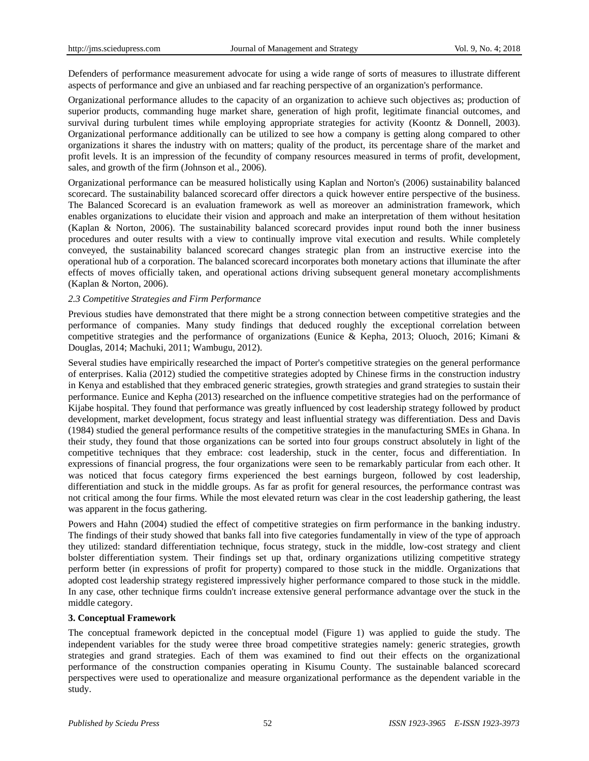Defenders of performance measurement advocate for using a wide range of sorts of measures to illustrate different aspects of performance and give an unbiased and far reaching perspective of an organization's performance.

Organizational performance alludes to the capacity of an organization to achieve such objectives as; production of superior products, commanding huge market share, generation of high profit, legitimate financial outcomes, and survival during turbulent times while employing appropriate strategies for activity (Koontz & Donnell, 2003). Organizational performance additionally can be utilized to see how a company is getting along compared to other organizations it shares the industry with on matters; quality of the product, its percentage share of the market and profit levels. It is an impression of the fecundity of company resources measured in terms of profit, development, sales, and growth of the firm (Johnson et al., 2006).

Organizational performance can be measured holistically using Kaplan and Norton's (2006) sustainability balanced scorecard. The sustainability balanced scorecard offer directors a quick however entire perspective of the business. The Balanced Scorecard is an evaluation framework as well as moreover an administration framework, which enables organizations to elucidate their vision and approach and make an interpretation of them without hesitation (Kaplan & Norton, 2006). The sustainability balanced scorecard provides input round both the inner business procedures and outer results with a view to continually improve vital execution and results. While completely conveyed, the sustainability balanced scorecard changes strategic plan from an instructive exercise into the operational hub of a corporation. The balanced scorecard incorporates both monetary actions that illuminate the after effects of moves officially taken, and operational actions driving subsequent general monetary accomplishments (Kaplan & Norton, 2006).

### *2.3 Competitive Strategies and Firm Performance*

Previous studies have demonstrated that there might be a strong connection between competitive strategies and the performance of companies. Many study findings that deduced roughly the exceptional correlation between competitive strategies and the performance of organizations (Eunice & Kepha, 2013; Oluoch, 2016; Kimani & Douglas, 2014; Machuki, 2011; Wambugu, 2012).

Several studies have empirically researched the impact of Porter's competitive strategies on the general performance of enterprises. Kalia (2012) studied the competitive strategies adopted by Chinese firms in the construction industry in Kenya and established that they embraced generic strategies, growth strategies and grand strategies to sustain their performance. Eunice and Kepha (2013) researched on the influence competitive strategies had on the performance of Kijabe hospital. They found that performance was greatly influenced by cost leadership strategy followed by product development, market development, focus strategy and least influential strategy was differentiation. Dess and Davis (1984) studied the general performance results of the competitive strategies in the manufacturing SMEs in Ghana. In their study, they found that those organizations can be sorted into four groups construct absolutely in light of the competitive techniques that they embrace: cost leadership, stuck in the center, focus and differentiation. In expressions of financial progress, the four organizations were seen to be remarkably particular from each other. It was noticed that focus category firms experienced the best earnings burgeon, followed by cost leadership, differentiation and stuck in the middle groups. As far as profit for general resources, the performance contrast was not critical among the four firms. While the most elevated return was clear in the cost leadership gathering, the least was apparent in the focus gathering.

Powers and Hahn (2004) studied the effect of competitive strategies on firm performance in the banking industry. The findings of their study showed that banks fall into five categories fundamentally in view of the type of approach they utilized: standard differentiation technique, focus strategy, stuck in the middle, low-cost strategy and client bolster differentiation system. Their findings set up that, ordinary organizations utilizing competitive strategy perform better (in expressions of profit for property) compared to those stuck in the middle. Organizations that adopted cost leadership strategy registered impressively higher performance compared to those stuck in the middle. In any case, other technique firms couldn't increase extensive general performance advantage over the stuck in the middle category.

## **3. Conceptual Framework**

The conceptual framework depicted in the conceptual model (Figure 1) was applied to guide the study. The independent variables for the study weree three broad competitive strategies namely: generic strategies, growth strategies and grand strategies. Each of them was examined to find out their effects on the organizational performance of the construction companies operating in Kisumu County. The sustainable balanced scorecard perspectives were used to operationalize and measure organizational performance as the dependent variable in the study.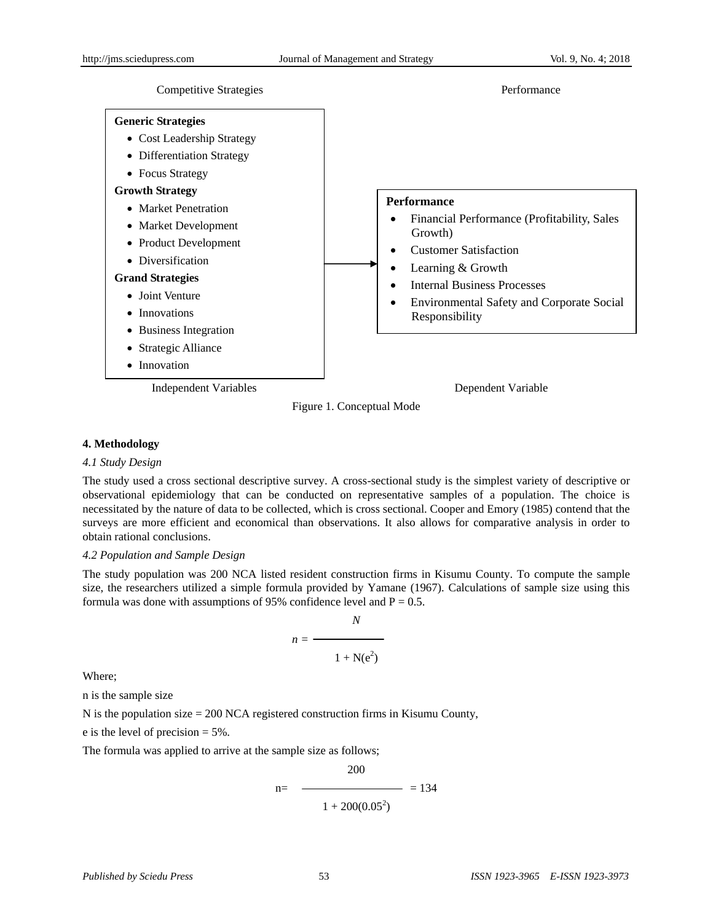Competitive Strategies

Performance

**Generic Strategies**

- Cost Leadership Strategy
- Differentiation Strategy
- Focus Strategy

**Growth Strategy**

- Market Penetration
- Market Development
- Product Development
- Diversification

**Grand Strategies**

- Joint Venture
- Innovations
- Business Integration
- Strategic Alliance
- Innovation

**Performance**

- Financial Performance (Profitability, Sales Growth)
- Customer Satisfaction
- Learning & Growth
- Internal Business Processes
- Environmental Safety and Corporate Social Responsibility

Independent Variables

Dependent Variable

Figure 1. Conceptual Mode

## 4. Methodology

### *4.1 Study Design*

The study used a cross sectional descriptive survey. A cross-sectional study is the simplest variety of descriptive or observational epidemiology that can be conducted on representative samples of a population. The choice is necessitated by the nature of data to be collected, which is cross sectional. Cooper and Emory (1985) contend that the surveys are more efficient and economical than observations. It also allows for comparative analysis in order to obtain rational conclusions.

### *4.2 Population and Sample Design*

The study population was 200 NCA listed resident construction firms in Kisumu County. To compute the sample size, the researchers utilized a simple formula provided by Yamane (1967). Calculations of sample size using this formula was done with assumptions of 95% confidence level and P = 0.5.

$$n = \frac{N}{1 + N(e^2)}$$

Where;

n is the sample size

N is the population size = 200 NCA registered construction firms in Kisumu County,

e is the level of precision = 5%.

The formula was applied to arrive at the sample size as follows;

$$n = \frac{200}{1 + 200(0.05^2)} = 134$$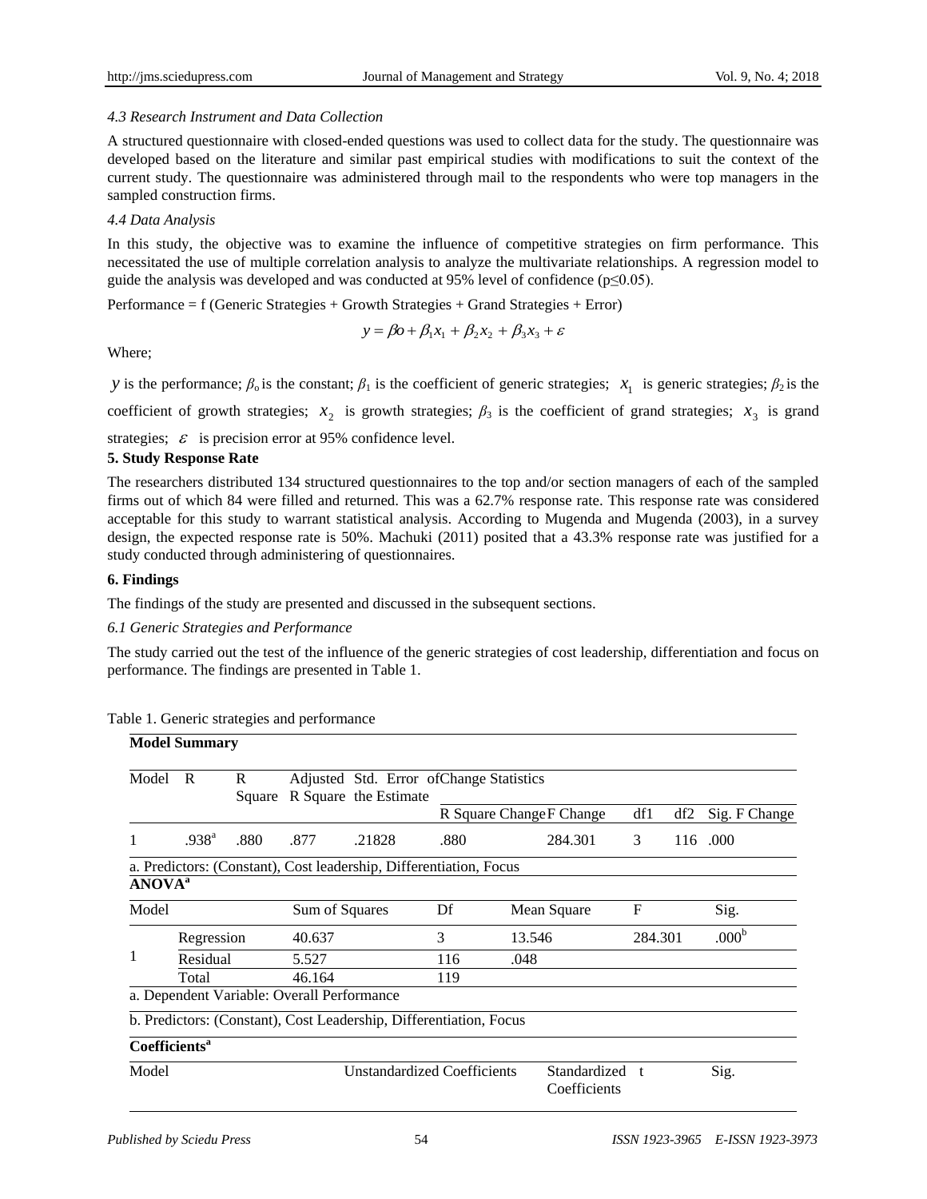*4.3 Research Instrument and Data Collection*

A structured questionnaire with closed-ended questions was used to collect data for the study. The questionnaire was developed based on the literature and similar past empirical studies with modifications to suit the context of the current study. The questionnaire was administered through mail to the respondents who were top managers in the sampled construction firms.

*4.4 Data Analysis*

In this study, the objective was to examine the influence of competitive strategies on firm performance. This necessitated the use of multiple correlation analysis to analyze the multivariate relationships. A regression model to guide the analysis was developed and was conducted at 95% level of confidence ($p \leq 0.05$).

Performance = f (Generic Strategies + Growth Strategies + Grand Strategies + Error)

$$y = \beta o + \beta_1 x_1 + \beta_2 x_2 + \beta_3 x_3 + \varepsilon$$

Where;

$y$ is the performance; $\beta_o$ is the constant; $\beta_1$ is the coefficient of generic strategies; $x_1$ is generic strategies; $\beta_2$ is the coefficient of growth strategies; $x_2$ is growth strategies; $\beta_3$ is the coefficient of grand strategies; $x_3$ is grand strategies; $\varepsilon$ is precision error at 95% confidence level.

## 5. Study Response Rate

The researchers distributed 134 structured questionnaires to the top and/or section managers of each of the sampled firms out of which 84 were filled and returned. This was a 62.7% response rate. This response rate was considered acceptable for this study to warrant statistical analysis. According to Mugenda and Mugenda (2003), in a survey design, the expected response rate is 50%. Machuki (2011) posited that a 43.3% response rate was justified for a study conducted through administering of questionnaires.

## 6. Findings

The findings of the study are presented and discussed in the subsequent sections.

*6.1 Generic Strategies and Performance*

The study carried out the test of the influence of the generic strategies of cost leadership, differentiation and focus on performance. The findings are presented in Table 1.

Table 1. Generic strategies and performance

**Model Summary**

| Model | R | R Square | Adjusted R Square | Std. Error of the Estimate | Change Statistics | | | | |
|---|---|---|---|---|---|---|---|---|---|
| | | | | | R Square Change | F Change | df1 | df2 | Sig. F Change |
| 1 | .938[a] | .880 | .877 | .21828 | .880 | 284.301 | 3 | 116 | .000 |

a. Predictors: (Constant), Cost leadership, Differentiation, Focus

**ANOVA[a]**

| Model | | Sum of Squares | Df | Mean Square | F | Sig. |
|---|---|---|---|---|---|---|
| 1 | Regression | 40.637 | 3 | 13.546 | 284.301 | .000[b] |
| | Residual | 5.527 | 116 | .048 | | |
| | Total | 46.164 | 119 | | | |

a. Dependent Variable: Overall Performance

b. Predictors: (Constant), Cost Leadership, Differentiation, Focus

**Coefficients[a]**

| Model | Unstandardized Coefficients | Standardized Coefficients | t | Sig. |
|---|---|---|---|---|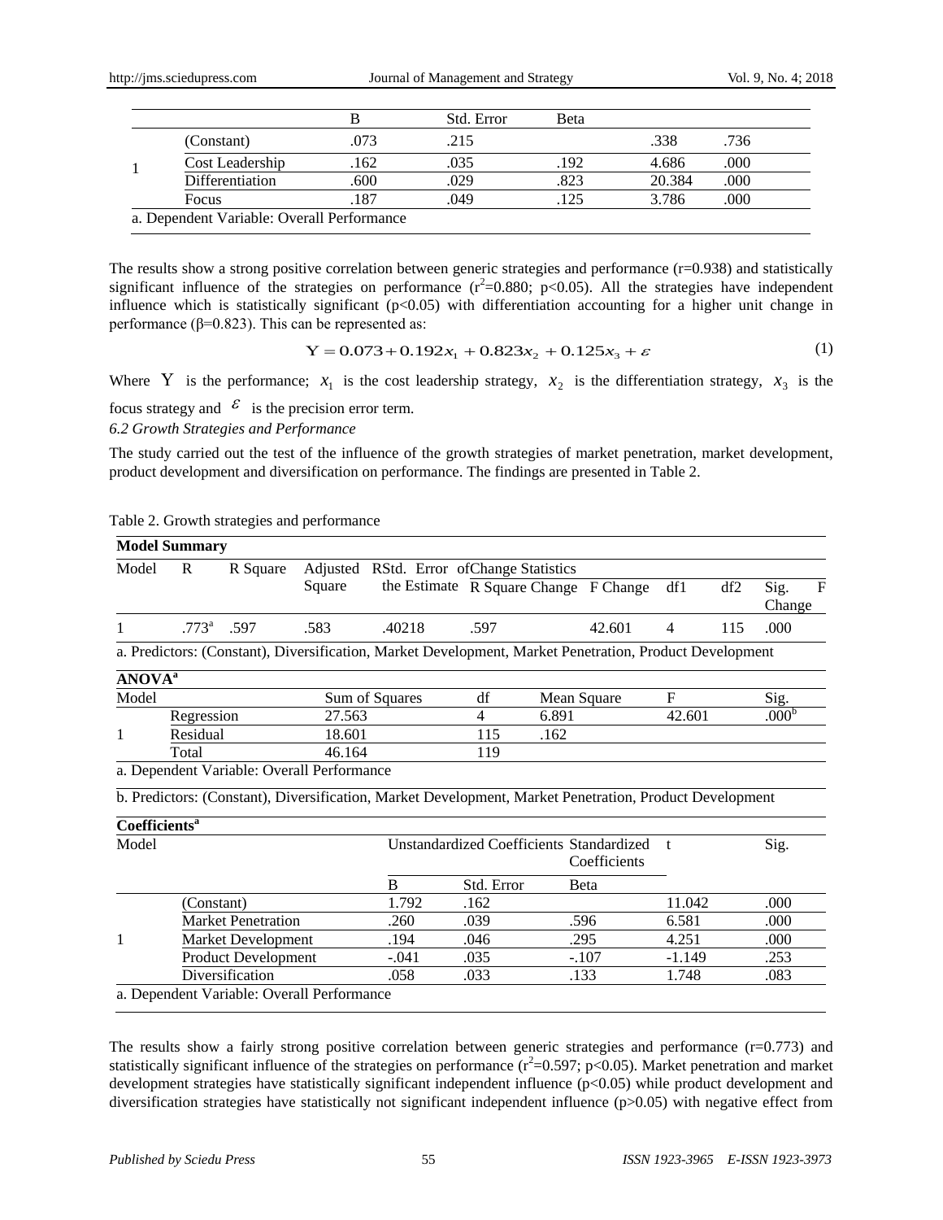| | | B | Std. Error | Beta | | |
|---|---|---|---|---|---|---|
| 1 | (Constant) | .073 | .215 | | .338 | .736 |
| | Cost Leadership | .162 | .035 | .192 | 4.686 | .000 |
| | Differentiation | .600 | .029 | .823 | 20.384 | .000 |
| | Focus | .187 | .049 | .125 | 3.786 | .000 |

a. Dependent Variable: Overall Performance

The results show a strong positive correlation between generic strategies and performance (r=0.938) and statistically significant influence of the strategies on performance ($r^2$=0.880; p<0.05). All the strategies have independent influence which is statistically significant (p<0.05) with differentiation accounting for a higher unit change in performance (β=0.823). This can be represented as:

$$Y = 0.073 + 0.192x_1 + 0.823x_2 + 0.125x_3 + \varepsilon \tag{1}$$

Where $Y$ is the performance; $x_1$ is the cost leadership strategy, $x_2$ is the differentiation strategy, $x_3$ is the focus strategy and $\varepsilon$ is the precision error term.

*6.2 Growth Strategies and Performance*

The study carried out the test of the influence of the growth strategies of market penetration, market development, product development and diversification on performance. The findings are presented in Table 2.

Table 2. Growth strategies and performance

**Model Summary**

| Model | R | R Square | Adjusted R Square | Std. Error of the Estimate | Change Statistics | | | | |
|---|---|---|---|---|---|---|---|---|---|
| | | | | | R Square Change | F Change | df1 | df2 | Sig. F Change |
| 1 | .773[a] | .597 | .583 | .40218 | .597 | 42.601 | 4 | 115 | .000 |

a. Predictors: (Constant), Diversification, Market Development, Market Penetration, Product Development

**ANOVA[a]**

| Model | | Sum of Squares | df | Mean Square | F | Sig. |
|---|---|---|---|---|---|---|
| 1 | Regression | 27.563 | 4 | 6.891 | 42.601 | .000[b] |
| | Residual | 18.601 | 115 | .162 | | |
| | Total | 46.164 | 119 | | | |

a. Dependent Variable: Overall Performance

b. Predictors: (Constant), Diversification, Market Development, Market Penetration, Product Development

**Coefficients[a]**

| Model | | Unstandardized Coefficients | | Standardized Coefficients | t | Sig. |
|---|---|---|---|---|---|---|
| | | B | Std. Error | Beta | | |
| 1 | (Constant) | 1.792 | .162 | | 11.042 | .000 |
| | Market Penetration | .260 | .039 | .596 | 6.581 | .000 |
| | Market Development | .194 | .046 | .295 | 4.251 | .000 |
| | Product Development | -.041 | .035 | -.107 | -1.149 | .253 |
| | Diversification | .058 | .033 | .133 | 1.748 | .083 |

a. Dependent Variable: Overall Performance

The results show a fairly strong positive correlation between generic strategies and performance (r=0.773) and statistically significant influence of the strategies on performance ($r^2$=0.597; p<0.05). Market penetration and market development strategies have statistically significant independent influence (p<0.05) while product development and diversification strategies have statistically not significant independent influence (p>0.05) with negative effect from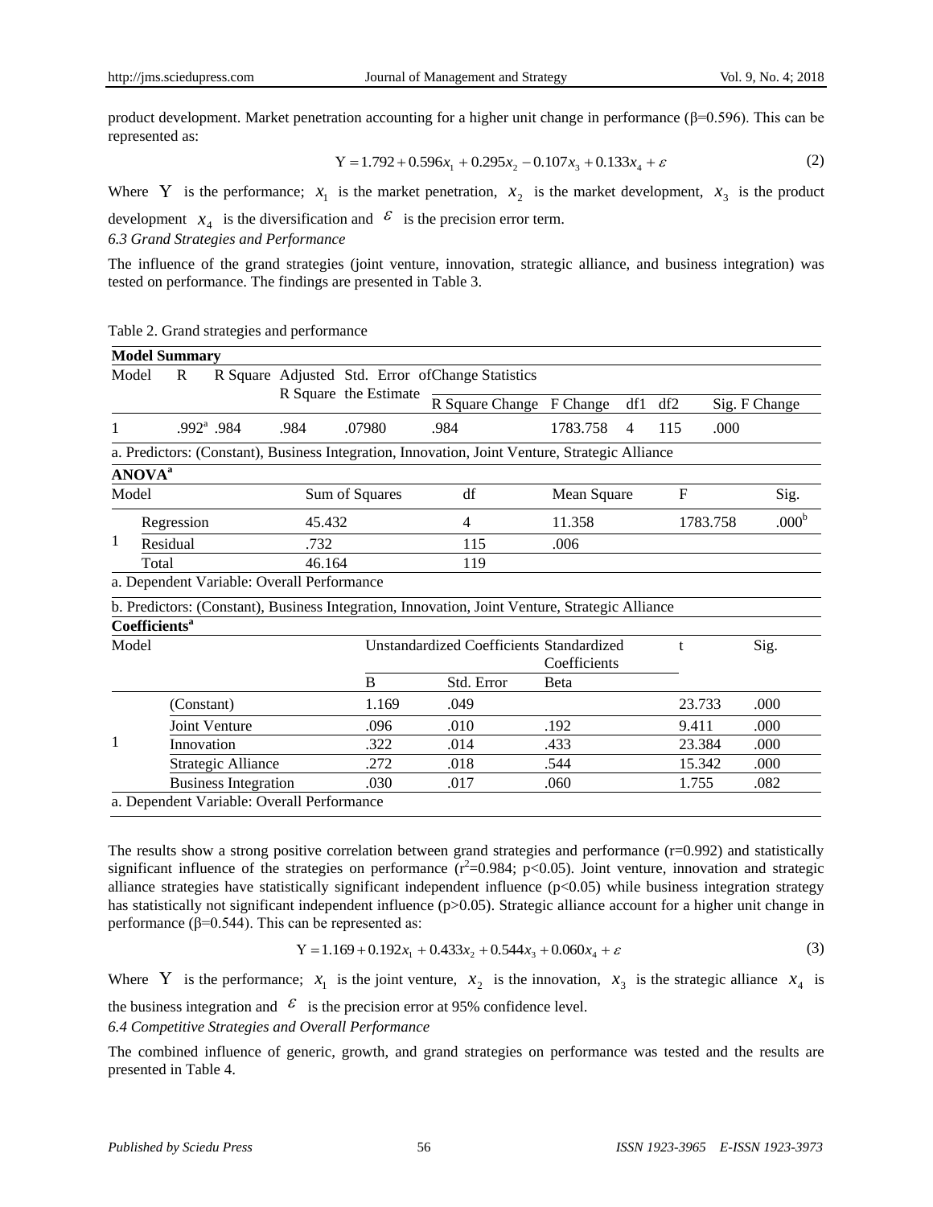product development. Market penetration accounting for a higher unit change in performance (β=0.596). This can be represented as:

$$Y = 1.792 + 0.596x_1 + 0.295x_2 - 0.107x_3 + 0.133x_4 + \varepsilon \tag{2}$$

Where $Y$ is the performance; $x_1$ is the market penetration, $x_2$ is the market development, $x_3$ is the product development $x_4$ is the diversification and $\varepsilon$ is the precision error term.

### *6.3 Grand Strategies and Performance*

The influence of the grand strategies (joint venture, innovation, strategic alliance, and business integration) was tested on performance. The findings are presented in Table 3.

Table 2. Grand strategies and performance

**Model Summary**

| Model | R | R Square | Adjusted R Square | Std. Error of the Estimate | Change Statistics | | | | |
|---|---|---|---|---|---|---|---|---|---|
| | | | | | R Square Change | F Change | df1 | df2 | Sig. F Change |
| 1 | .992[a] | .984 | .984 | .07980 | .984 | 1783.758 | 4 | 115 | .000 |

a. Predictors: (Constant), Business Integration, Innovation, Joint Venture, Strategic Alliance

**ANOVA[a]**

| Model | | Sum of Squares | df | Mean Square | F | Sig. |
|---|---|---|---|---|---|---|
| 1 | Regression | 45.432 | 4 | 11.358 | 1783.758 | .000[b] |
| | Residual | .732 | 115 | .006 | | |
| | Total | 46.164 | 119 | | | |

a. Dependent Variable: Overall Performance

b. Predictors: (Constant), Business Integration, Innovation, Joint Venture, Strategic Alliance

**Coefficients[a]**

| Model | | Unstandardized Coefficients | | Standardized Coefficients | t | Sig. |
|---|---|---|---|---|---|---|
| | | B | Std. Error | Beta | | |
| 1 | (Constant) | 1.169 | .049 | | 23.733 | .000 |
| | Joint Venture | .096 | .010 | .192 | 9.411 | .000 |
| | Innovation | .322 | .014 | .433 | 23.384 | .000 |
| | Strategic Alliance | .272 | .018 | .544 | 15.342 | .000 |
| | Business Integration | .030 | .017 | .060 | 1.755 | .082 |

a. Dependent Variable: Overall Performance

The results show a strong positive correlation between grand strategies and performance (r=0.992) and statistically significant influence of the strategies on performance ($r^2$=0.984; $p<0.05$). Joint venture, innovation and strategic alliance strategies have statistically significant independent influence ($p<0.05$) while business integration strategy has statistically not significant independent influence ($p>0.05$). Strategic alliance account for a higher unit change in performance (β=0.544). This can be represented as:

$$Y = 1.169 + 0.192x_1 + 0.433x_2 + 0.544x_3 + 0.060x_4 + \varepsilon \tag{3}$$

Where $Y$ is the performance; $x_1$ is the joint venture, $x_2$ is the innovation, $x_3$ is the strategic alliance $x_4$ is the business integration and $\varepsilon$ is the precision error at 95% confidence level.

### *6.4 Competitive Strategies and Overall Performance*

The combined influence of generic, growth, and grand strategies on performance was tested and the results are presented in Table 4.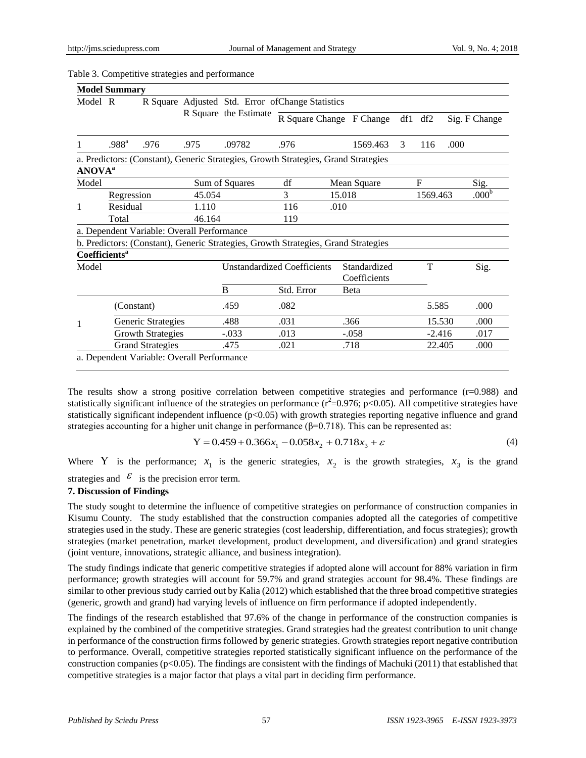Table 3. Competitive strategies and performance

**Model Summary**

| Model | R | R Square | Adjusted R Square | Std. Error of the Estimate | Change Statistics | | | | |
|---|---|---|---|---|---|---|---|---|---|
| | | | | | R Square Change | F Change | df1 | df2 | Sig. F Change |
| 1 | .988[a] | .976 | .975 | .09782 | .976 | 1569.463 | 3 | 116 | .000 |

a. Predictors: (Constant), Generic Strategies, Growth Strategies, Grand Strategies

**ANOVA[a]**

| Model | | Sum of Squares | df | Mean Square | F | Sig. |
|---|---|---|---|---|---|---|
| 1 | Regression | 45.054 | 3 | 15.018 | 1569.463 | .000[b] |
| | Residual | 1.110 | 116 | .010 | | |
| | Total | 46.164 | 119 | | | |

a. Dependent Variable: Overall Performance

b. Predictors: (Constant), Generic Strategies, Growth Strategies, Grand Strategies

**Coefficients[a]**

| Model | | Unstandardized Coefficients | | Standardized Coefficients | T | Sig. |
|---|---|---|---|---|---|---|
| | | B | Std. Error | Beta | | |
| 1 | (Constant) | .459 | .082 | | 5.585 | .000 |
| | Generic Strategies | .488 | .031 | .366 | 15.530 | .000 |
| | Growth Strategies | -.033 | .013 | -.058 | -2.416 | .017 |
| | Grand Strategies | .475 | .021 | .718 | 22.405 | .000 |

a. Dependent Variable: Overall Performance

The results show a strong positive correlation between competitive strategies and performance (r=0.988) and statistically significant influence of the strategies on performance ($r^2$=0.976; p<0.05). All competitive strategies have statistically significant independent influence (p<0.05) with growth strategies reporting negative influence and grand strategies accounting for a higher unit change in performance (β=0.718). This can be represented as:

$$\mathrm{Y} = 0.459 + 0.366x_1 - 0.058x_2 + 0.718x_3 + \varepsilon \tag{4}$$

Where $\mathrm{Y}$ is the performance; $x_1$ is the generic strategies, $x_2$ is the growth strategies, $x_3$ is the grand strategies and $\varepsilon$ is the precision error term.

### 7. Discussion of Findings

The study sought to determine the influence of competitive strategies on performance of construction companies in Kisumu County. The study established that the construction companies adopted all the categories of competitive strategies used in the study. These are generic strategies (cost leadership, differentiation, and focus strategies); growth strategies (market penetration, market development, product development, and diversification) and grand strategies (joint venture, innovations, strategic alliance, and business integration).

The study findings indicate that generic competitive strategies if adopted alone will account for 88% variation in firm performance; growth strategies will account for 59.7% and grand strategies account for 98.4%. These findings are similar to other previous study carried out by Kalia (2012) which established that the three broad competitive strategies (generic, growth and grand) had varying levels of influence on firm performance if adopted independently.

The findings of the research established that 97.6% of the change in performance of the construction companies is explained by the combined of the competitive strategies. Grand strategies had the greatest contribution to unit change in performance of the construction firms followed by generic strategies. Growth strategies report negative contribution to performance. Overall, competitive strategies reported statistically significant influence on the performance of the construction companies (p<0.05). The findings are consistent with the findings of Machuki (2011) that established that competitive strategies is a major factor that plays a vital part in deciding firm performance.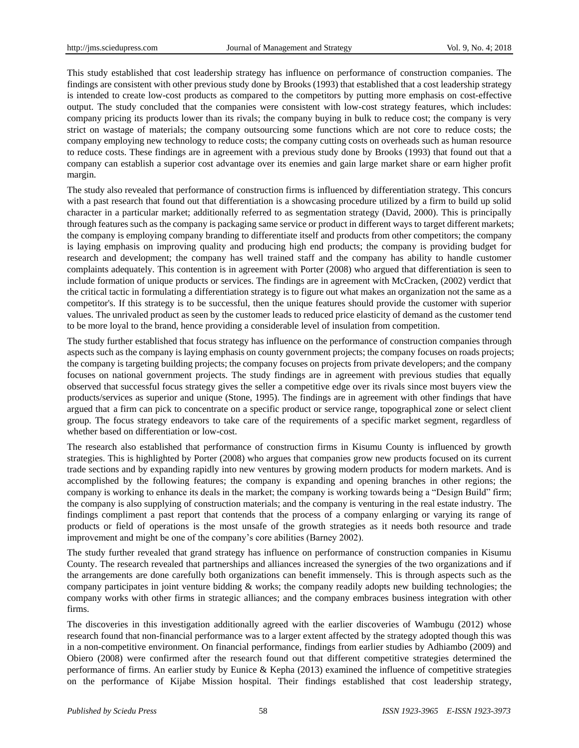This study established that cost leadership strategy has influence on performance of construction companies. The findings are consistent with other previous study done by Brooks (1993) that established that a cost leadership strategy is intended to create low-cost products as compared to the competitors by putting more emphasis on cost-effective output. The study concluded that the companies were consistent with low-cost strategy features, which includes: company pricing its products lower than its rivals; the company buying in bulk to reduce cost; the company is very strict on wastage of materials; the company outsourcing some functions which are not core to reduce costs; the company employing new technology to reduce costs; the company cutting costs on overheads such as human resource to reduce costs. These findings are in agreement with a previous study done by Brooks (1993) that found out that a company can establish a superior cost advantage over its enemies and gain large market share or earn higher profit margin.

The study also revealed that performance of construction firms is influenced by differentiation strategy. This concurs with a past research that found out that differentiation is a showcasing procedure utilized by a firm to build up solid character in a particular market; additionally referred to as segmentation strategy (David, 2000). This is principally through features such as the company is packaging same service or product in different ways to target different markets; the company is employing company branding to differentiate itself and products from other competitors; the company is laying emphasis on improving quality and producing high end products; the company is providing budget for research and development; the company has well trained staff and the company has ability to handle customer complaints adequately. This contention is in agreement with Porter (2008) who argued that differentiation is seen to include formation of unique products or services. The findings are in agreement with McCracken, (2002) verdict that the critical tactic in formulating a differentiation strategy is to figure out what makes an organization not the same as a competitor's. If this strategy is to be successful, then the unique features should provide the customer with superior values. The unrivaled product as seen by the customer leads to reduced price elasticity of demand as the customer tend to be more loyal to the brand, hence providing a considerable level of insulation from competition.

The study further established that focus strategy has influence on the performance of construction companies through aspects such as the company is laying emphasis on county government projects; the company focuses on roads projects; the company is targeting building projects; the company focuses on projects from private developers; and the company focuses on national government projects. The study findings are in agreement with previous studies that equally observed that successful focus strategy gives the seller a competitive edge over its rivals since most buyers view the products/services as superior and unique (Stone, 1995). The findings are in agreement with other findings that have argued that a firm can pick to concentrate on a specific product or service range, topographical zone or select client group. The focus strategy endeavors to take care of the requirements of a specific market segment, regardless of whether based on differentiation or low-cost.

The research also established that performance of construction firms in Kisumu County is influenced by growth strategies. This is highlighted by Porter (2008) who argues that companies grow new products focused on its current trade sections and by expanding rapidly into new ventures by growing modern products for modern markets. And is accomplished by the following features; the company is expanding and opening branches in other regions; the company is working to enhance its deals in the market; the company is working towards being a "Design Build" firm; the company is also supplying of construction materials; and the company is venturing in the real estate industry. The findings compliment a past report that contends that the process of a company enlarging or varying its range of products or field of operations is the most unsafe of the growth strategies as it needs both resource and trade improvement and might be one of the company's core abilities (Barney 2002).

The study further revealed that grand strategy has influence on performance of construction companies in Kisumu County. The research revealed that partnerships and alliances increased the synergies of the two organizations and if the arrangements are done carefully both organizations can benefit immensely. This is through aspects such as the company participates in joint venture bidding & works; the company readily adopts new building technologies; the company works with other firms in strategic alliances; and the company embraces business integration with other firms.

The discoveries in this investigation additionally agreed with the earlier discoveries of Wambugu (2012) whose research found that non-financial performance was to a larger extent affected by the strategy adopted though this was in a non-competitive environment. On financial performance, findings from earlier studies by Adhiambo (2009) and Obiero (2008) were confirmed after the research found out that different competitive strategies determined the performance of firms. An earlier study by Eunice & Kepha (2013) examined the influence of competitive strategies on the performance of Kijabe Mission hospital. Their findings established that cost leadership strategy,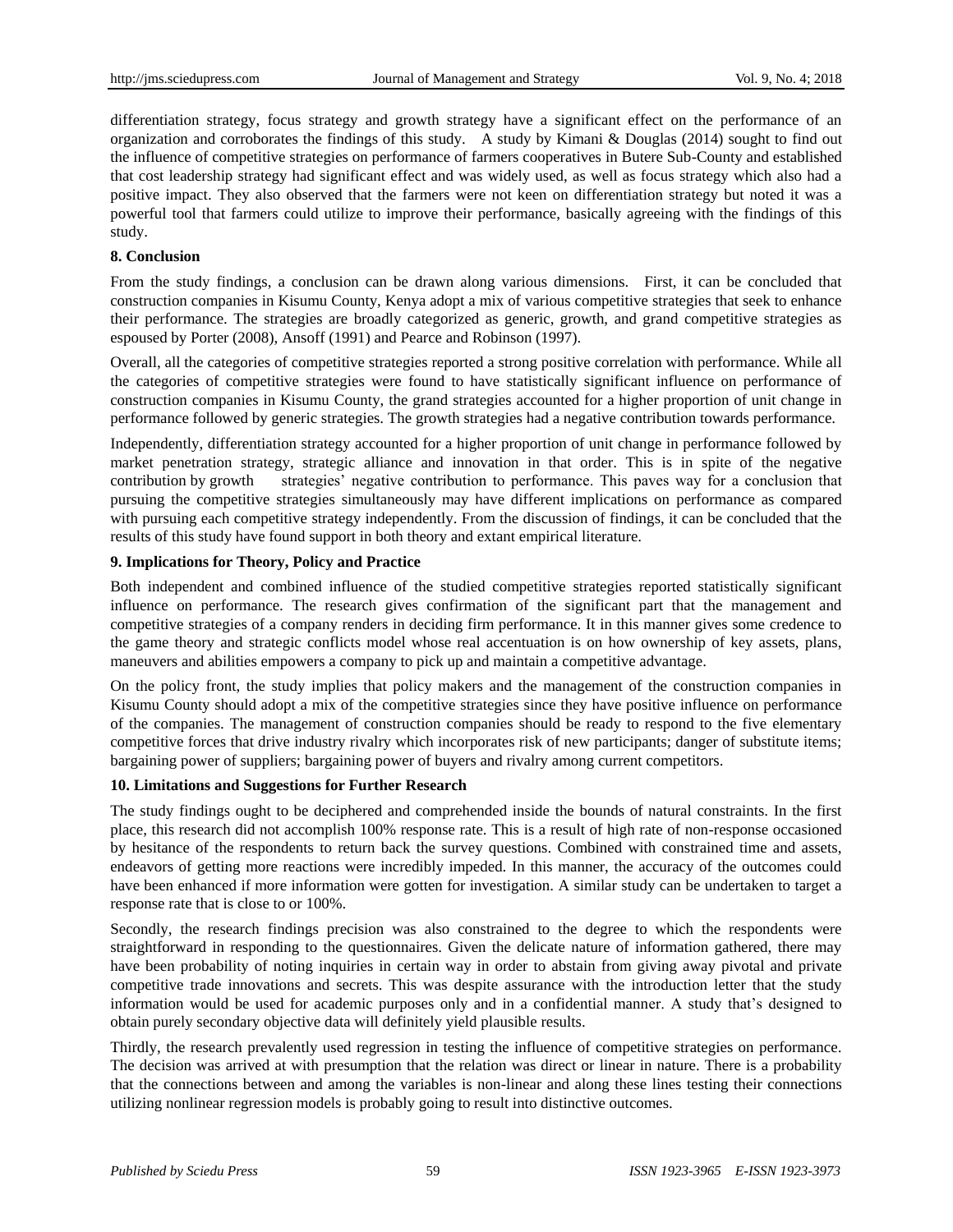differentiation strategy, focus strategy and growth strategy have a significant effect on the performance of an organization and corroborates the findings of this study. A study by Kimani & Douglas (2014) sought to find out the influence of competitive strategies on performance of farmers cooperatives in Butere Sub-County and established that cost leadership strategy had significant effect and was widely used, as well as focus strategy which also had a positive impact. They also observed that the farmers were not keen on differentiation strategy but noted it was a powerful tool that farmers could utilize to improve their performance, basically agreeing with the findings of this study.

## 8. Conclusion

From the study findings, a conclusion can be drawn along various dimensions. First, it can be concluded that construction companies in Kisumu County, Kenya adopt a mix of various competitive strategies that seek to enhance their performance. The strategies are broadly categorized as generic, growth, and grand competitive strategies as espoused by Porter (2008), Ansoff (1991) and Pearce and Robinson (1997).

Overall, all the categories of competitive strategies reported a strong positive correlation with performance. While all the categories of competitive strategies were found to have statistically significant influence on performance of construction companies in Kisumu County, the grand strategies accounted for a higher proportion of unit change in performance followed by generic strategies. The growth strategies had a negative contribution towards performance.

Independently, differentiation strategy accounted for a higher proportion of unit change in performance followed by market penetration strategy, strategic alliance and innovation in that order. This is in spite of the negative contribution by growth strategies' negative contribution to performance. This paves way for a conclusion that pursuing the competitive strategies simultaneously may have different implications on performance as compared with pursuing each competitive strategy independently. From the discussion of findings, it can be concluded that the results of this study have found support in both theory and extant empirical literature.

## 9. Implications for Theory, Policy and Practice

Both independent and combined influence of the studied competitive strategies reported statistically significant influence on performance. The research gives confirmation of the significant part that the management and competitive strategies of a company renders in deciding firm performance. It in this manner gives some credence to the game theory and strategic conflicts model whose real accentuation is on how ownership of key assets, plans, maneuvers and abilities empowers a company to pick up and maintain a competitive advantage.

On the policy front, the study implies that policy makers and the management of the construction companies in Kisumu County should adopt a mix of the competitive strategies since they have positive influence on performance of the companies. The management of construction companies should be ready to respond to the five elementary competitive forces that drive industry rivalry which incorporates risk of new participants; danger of substitute items; bargaining power of suppliers; bargaining power of buyers and rivalry among current competitors.

## 10. Limitations and Suggestions for Further Research

The study findings ought to be deciphered and comprehended inside the bounds of natural constraints. In the first place, this research did not accomplish 100% response rate. This is a result of high rate of non-response occasioned by hesitance of the respondents to return back the survey questions. Combined with constrained time and assets, endeavors of getting more reactions were incredibly impeded. In this manner, the accuracy of the outcomes could have been enhanced if more information were gotten for investigation. A similar study can be undertaken to target a response rate that is close to or 100%.

Secondly, the research findings precision was also constrained to the degree to which the respondents were straightforward in responding to the questionnaires. Given the delicate nature of information gathered, there may have been probability of noting inquiries in certain way in order to abstain from giving away pivotal and private competitive trade innovations and secrets. This was despite assurance with the introduction letter that the study information would be used for academic purposes only and in a confidential manner. A study that's designed to obtain purely secondary objective data will definitely yield plausible results.

Thirdly, the research prevalently used regression in testing the influence of competitive strategies on performance. The decision was arrived at with presumption that the relation was direct or linear in nature. There is a probability that the connections between and among the variables is non-linear and along these lines testing their connections utilizing nonlinear regression models is probably going to result into distinctive outcomes.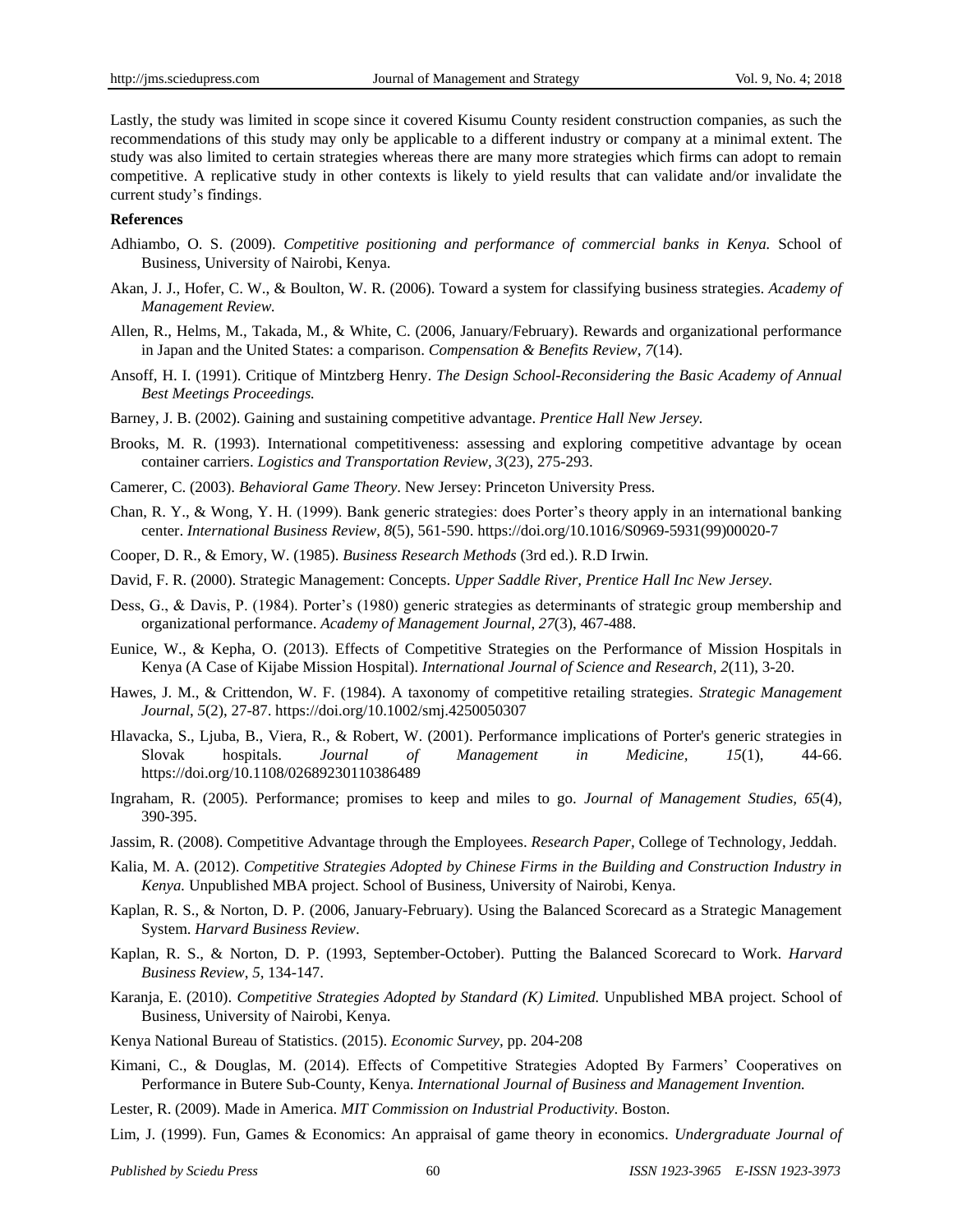Lastly, the study was limited in scope since it covered Kisumu County resident construction companies, as such the recommendations of this study may only be applicable to a different industry or company at a minimal extent. The study was also limited to certain strategies whereas there are many more strategies which firms can adopt to remain competitive. A replicative study in other contexts is likely to yield results that can validate and/or invalidate the current study's findings.

**References**

Adhiambo, O. S. (2009). *Competitive positioning and performance of commercial banks in Kenya.* School of Business, University of Nairobi, Kenya.

Akan, J. J., Hofer, C. W., & Boulton, W. R. (2006). Toward a system for classifying business strategies. *Academy of Management Review.*

Allen, R., Helms, M., Takada, M., & White, C. (2006, January/February). Rewards and organizational performance in Japan and the United States: a comparison. *Compensation & Benefits Review*, *7*(14).

Ansoff, H. I. (1991). Critique of Mintzberg Henry. *The Design School-Reconsidering the Basic Academy of Annual Best Meetings Proceedings.*

Barney, J. B. (2002). Gaining and sustaining competitive advantage. *Prentice Hall New Jersey.*

Brooks, M. R. (1993). International competitiveness: assessing and exploring competitive advantage by ocean container carriers. *Logistics and Transportation Review, 3*(23), 275-293.

Camerer, C. (2003). *Behavioral Game Theory*. New Jersey: Princeton University Press.

Chan, R. Y., & Wong, Y. H. (1999). Bank generic strategies: does Porter's theory apply in an international banking center. *International Business Review*, *8*(5), 561-590. https://doi.org/10.1016/S0969-5931(99)00020-7

Cooper, D. R., & Emory, W. (1985). *Business Research Methods* (3rd ed.). R.D Irwin.

David, F. R. (2000). Strategic Management: Concepts. *Upper Saddle River, Prentice Hall Inc New Jersey.*

Dess, G., & Davis, P. (1984). Porter's (1980) generic strategies as determinants of strategic group membership and organizational performance. *Academy of Management Journal*, *27*(3), 467-488.

Eunice, W., & Kepha, O. (2013). Effects of Competitive Strategies on the Performance of Mission Hospitals in Kenya (A Case of Kijabe Mission Hospital). *International Journal of Science and Research, 2*(11), 3-20.

Hawes, J. M., & Crittendon, W. F. (1984). A taxonomy of competitive retailing strategies. *Strategic Management Journal*, *5*(2), 27-87. https://doi.org/10.1002/smj.4250050307

Hlavacka, S., Ljuba, B., Viera, R., & Robert, W. (2001). Performance implications of Porter's generic strategies in Slovak hospitals. *Journal of Management in Medicine, 15*(1), 44-66. https://doi.org/10.1108/02689230110386489

Ingraham, R. (2005). Performance; promises to keep and miles to go. *Journal of Management Studies, 65*(4), 390-395.

Jassim, R. (2008). Competitive Advantage through the Employees. *Research Paper*, College of Technology, Jeddah.

Kalia, M. A. (2012). *Competitive Strategies Adopted by Chinese Firms in the Building and Construction Industry in Kenya.* Unpublished MBA project. School of Business, University of Nairobi, Kenya.

Kaplan, R. S., & Norton, D. P. (2006, January-February). Using the Balanced Scorecard as a Strategic Management System. *Harvard Business Review*.

Kaplan, R. S., & Norton, D. P. (1993, September-October). Putting the Balanced Scorecard to Work. *Harvard Business Review*, *5*, 134-147.

Karanja, E. (2010). *Competitive Strategies Adopted by Standard (K) Limited.* Unpublished MBA project. School of Business, University of Nairobi, Kenya.

Kenya National Bureau of Statistics. (2015). *Economic Survey,* pp. 204-208

Kimani, C., & Douglas, M. (2014). Effects of Competitive Strategies Adopted By Farmers' Cooperatives on Performance in Butere Sub-County, Kenya. *International Journal of Business and Management Invention.*

Lester, R. (2009). Made in America. *MIT Commission on Industrial Productivity*. Boston.

Lim, J. (1999). Fun, Games & Economics: An appraisal of game theory in economics. *Undergraduate Journal of*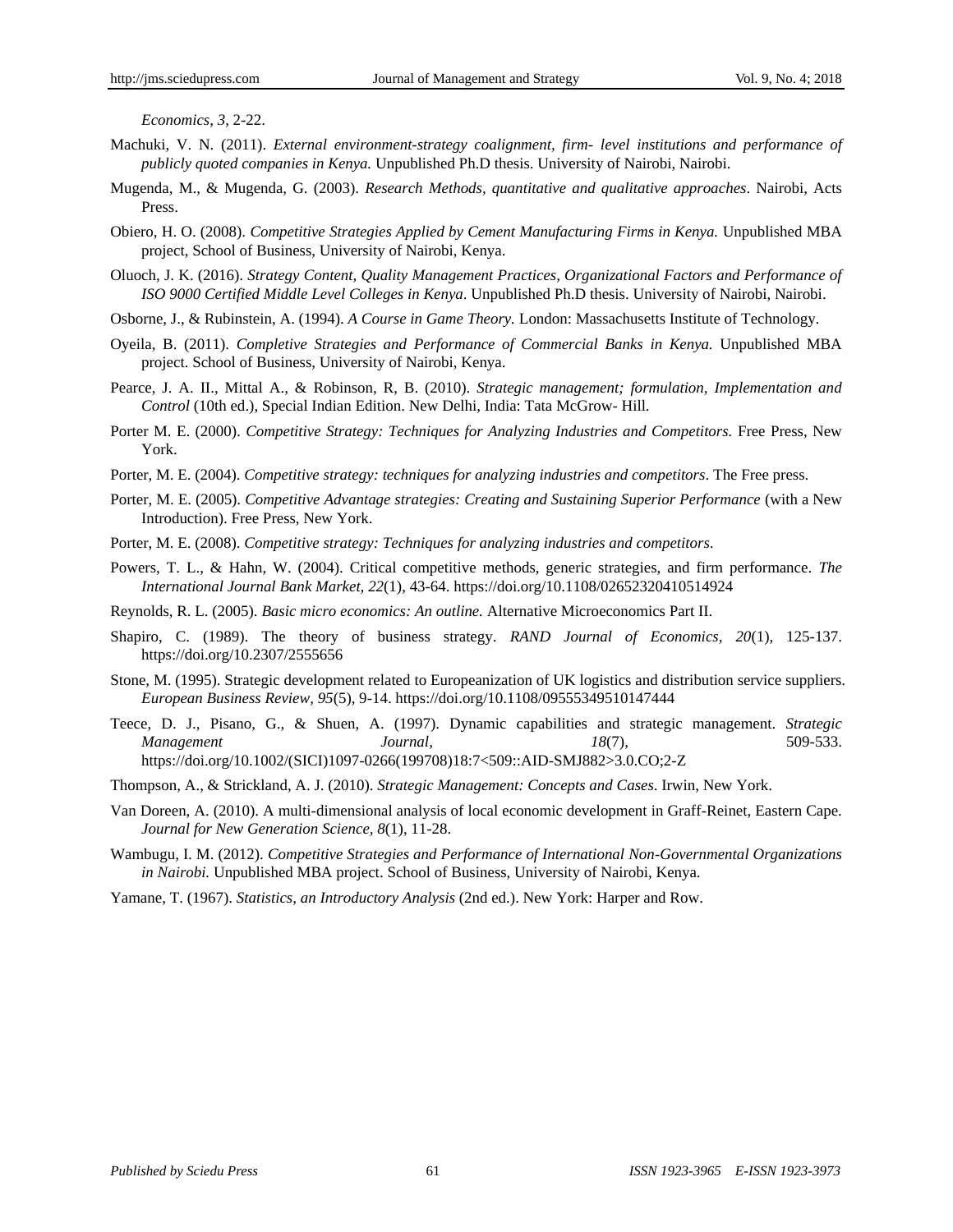*Economics*, *3*, 2-22.

Machuki, V. N. (2011). *External environment-strategy coalignment, firm- level institutions and performance of publicly quoted companies in Kenya.* Unpublished Ph.D thesis. University of Nairobi, Nairobi.

Mugenda, M., & Mugenda, G. (2003). *Research Methods, quantitative and qualitative approaches*. Nairobi, Acts Press.

Obiero, H. O. (2008). *Competitive Strategies Applied by Cement Manufacturing Firms in Kenya.* Unpublished MBA project, School of Business, University of Nairobi, Kenya.

Oluoch, J. K. (2016). *Strategy Content, Quality Management Practices, Organizational Factors and Performance of ISO 9000 Certified Middle Level Colleges in Kenya*. Unpublished Ph.D thesis. University of Nairobi, Nairobi.

Osborne, J., & Rubinstein, A. (1994). *A Course in Game Theory.* London: Massachusetts Institute of Technology.

Oyeila, B. (2011). *Completive Strategies and Performance of Commercial Banks in Kenya.* Unpublished MBA project. School of Business, University of Nairobi, Kenya.

Pearce, J. A. II., Mittal A., & Robinson, R, B. (2010). *Strategic management; formulation, Implementation and Control* (10th ed.), Special Indian Edition. New Delhi, India: Tata McGrow- Hill.

Porter M. E. (2000). *Competitive Strategy: Techniques for Analyzing Industries and Competitors.* Free Press, New York.

Porter, M. E. (2004). *Competitive strategy: techniques for analyzing industries and competitors*. The Free press.

Porter, M. E. (2005). *Competitive Advantage strategies: Creating and Sustaining Superior Performance* (with a New Introduction). Free Press, New York.

Porter, M. E. (2008). *Competitive strategy: Techniques for analyzing industries and competitors.*

Powers, T. L., & Hahn, W. (2004). Critical competitive methods, generic strategies, and firm performance. *The International Journal Bank Market, 22*(1), 43-64. https://doi.org/10.1108/02652320410514924

Reynolds, R. L. (2005). *Basic micro economics: An outline.* Alternative Microeconomics Part II.

Shapiro, C. (1989). The theory of business strategy. *RAND Journal of Economics, 20*(1), 125-137. https://doi.org/10.2307/2555656

Stone, M. (1995). Strategic development related to Europeanization of UK logistics and distribution service suppliers. *European Business Review, 95*(5), 9-14. https://doi.org/10.1108/09555349510147444

Teece, D. J., Pisano, G., & Shuen, A. (1997). Dynamic capabilities and strategic management. *Strategic Management Journal, 18*(7), 509-533. https://doi.org/10.1002/(SICI)1097-0266(199708)18:7<509::AID-SMJ882>3.0.CO;2-Z

Thompson, A., & Strickland, A. J. (2010). *Strategic Management: Concepts and Cases*. Irwin, New York.

Van Doreen, A. (2010). A multi-dimensional analysis of local economic development in Graff-Reinet, Eastern Cape. *Journal for New Generation Science, 8*(1), 11-28.

Wambugu, I. M. (2012). *Competitive Strategies and Performance of International Non-Governmental Organizations in Nairobi.* Unpublished MBA project. School of Business, University of Nairobi, Kenya.

Yamane, T. (1967). *Statistics, an Introductory Analysis* (2nd ed.). New York: Harper and Row.